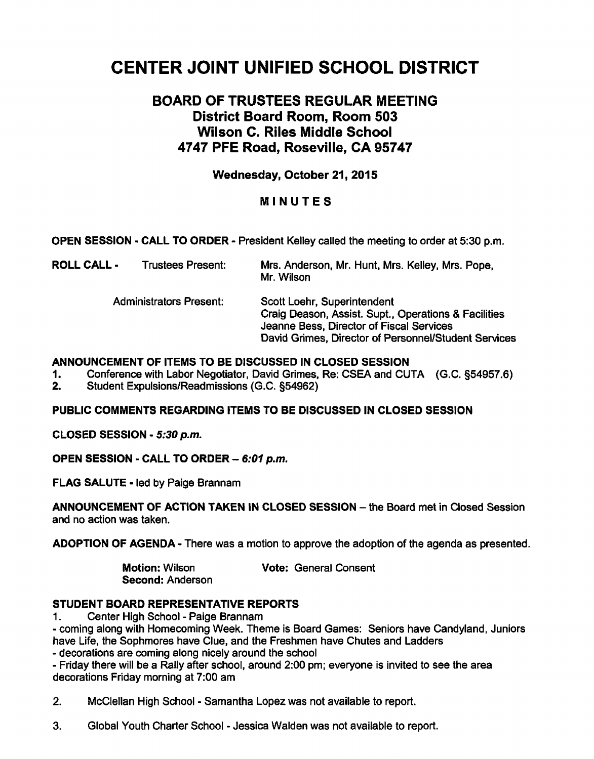# CENTER JOINT UNIFIED SCHOOL DISTRICT

## BOARD OF TRUSTEES REGULAR MEETING
## District Board Room, Room 503
## Wilson C. Riles Middle School
## 4747 PFE Road, Roseville, CA 95747

**Wednesday, October 21, 2015**

**MINUTES**

**OPEN SESSION - CALL TO ORDER -** President Kelley called the meeting to order at 5:30 p.m.

**ROLL CALL -** Trustees Present: Mrs. Anderson, Mr. Hunt, Mrs. Kelley, Mrs. Pope, Mr. Wilson

Administrators Present:
Scott Loehr, Superintendent
Craig Deason, Assist. Supt., Operations & Facilities
Jeanne Bess, Director of Fiscal Services
David Grimes, Director of Personnel/Student Services

**ANNOUNCEMENT OF ITEMS TO BE DISCUSSED IN CLOSED SESSION**

1. Conference with Labor Negotiator, David Grimes, Re: CSEA and CUTA (G.C. §54957.6)
2. Student Expulsions/Readmissions (G.C. §54962)

**PUBLIC COMMENTS REGARDING ITEMS TO BE DISCUSSED IN CLOSED SESSION**

**CLOSED SESSION -** ***5:30 p.m.***

**OPEN SESSION - CALL TO ORDER –** ***6:01 p.m.***

**FLAG SALUTE -** led by Paige Brannam

**ANNOUNCEMENT OF ACTION TAKEN IN CLOSED SESSION** – the Board met in Closed Session and no action was taken.

**ADOPTION OF AGENDA -** There was a motion to approve the adoption of the agenda as presented.

**Motion:** Wilson **Vote:** General Consent
**Second:** Anderson

**STUDENT BOARD REPRESENTATIVE REPORTS**

1. Center High School - Paige Brannam
   - coming along with Homecoming Week. Theme is Board Games: Seniors have Candyland, Juniors have Life, the Sophmores have Clue, and the Freshmen have Chutes and Ladders
   - decorations are coming along nicely around the school
   - Friday there will be a Rally after school, around 2:00 pm; everyone is invited to see the area decorations Friday morning at 7:00 am

2. McClellan High School - Samantha Lopez was not available to report.

3. Global Youth Charter School - Jessica Walden was not available to report.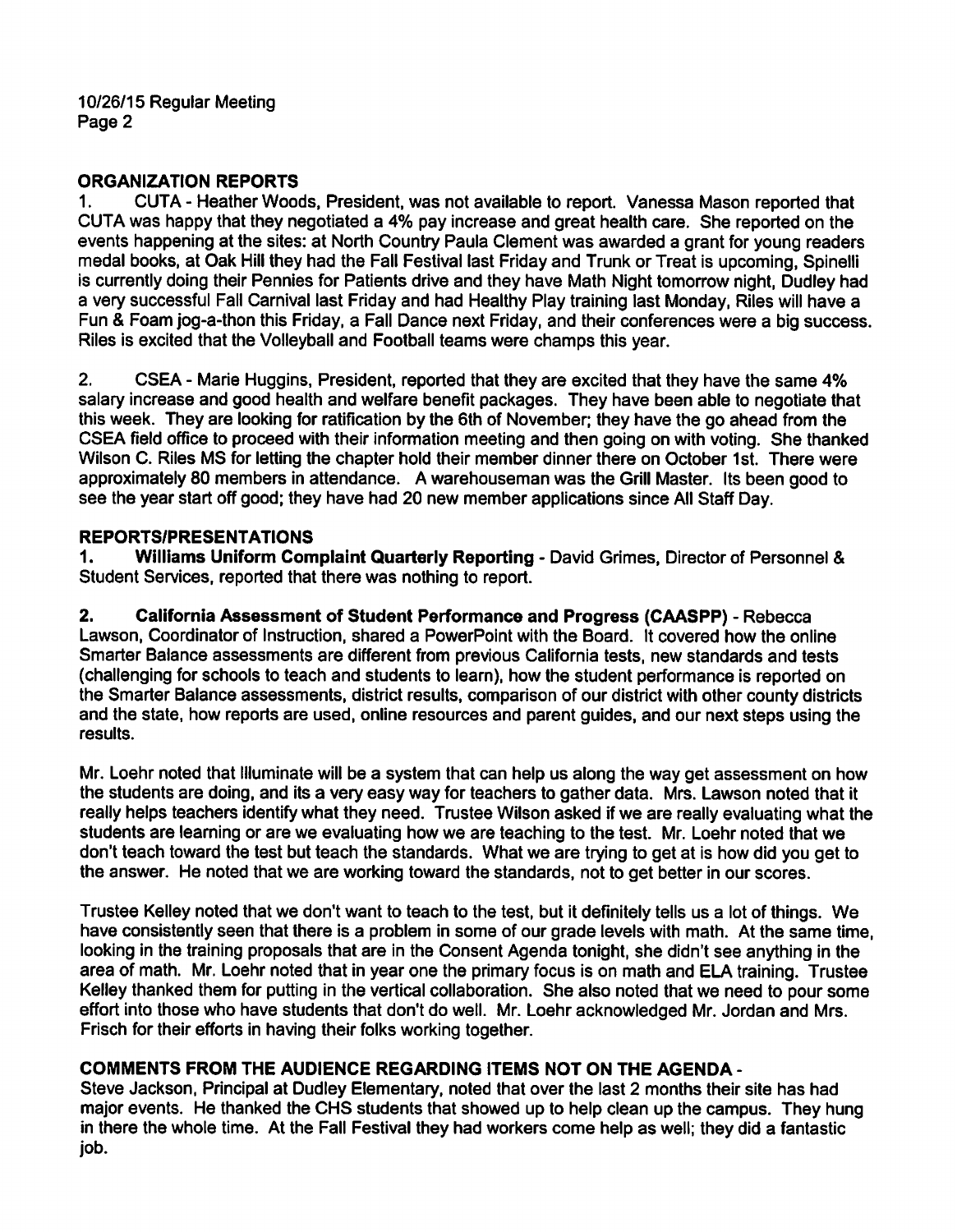## ORGANIZATION REPORTS

1. CUTA - Heather Woods, President, was not available to report. Vanessa Mason reported that CUTA was happy that they negotiated a 4% pay increase and great health care. She reported on the events happening at the sites: at North Country Paula Clement was awarded a grant for young readers medal books, at Oak Hill they had the Fall Festival last Friday and Trunk or Treat is upcoming, Spinelli is currently doing their Pennies for Patients drive and they have Math Night tomorrow night, Dudley had a very successful Fall Carnival last Friday and had Healthy Play training last Monday, Riles will have a Fun & Foam jog-a-thon this Friday, a Fall Dance next Friday, and their conferences were a big success. Riles is excited that the Volleyball and Football teams were champs this year.

2. CSEA - Marie Huggins, President, reported that they are excited that they have the same 4% salary increase and good health and welfare benefit packages. They have been able to negotiate that this week. They are looking for ratification by the 6th of November; they have the go ahead from the CSEA field office to proceed with their information meeting and then going on with voting. She thanked Wilson C. Riles MS for letting the chapter hold their member dinner there on October 1st. There were approximately 80 members in attendance. A warehouseman was the Grill Master. Its been good to see the year start off good; they have had 20 new member applications since All Staff Day.

## REPORTS/PRESENTATIONS

1. **Williams Uniform Complaint Quarterly Reporting** - David Grimes, Director of Personnel & Student Services, reported that there was nothing to report.

2. **California Assessment of Student Performance and Progress (CAASPP)** - Rebecca Lawson, Coordinator of Instruction, shared a PowerPoint with the Board. It covered how the online Smarter Balance assessments are different from previous California tests, new standards and tests (challenging for schools to teach and students to learn), how the student performance is reported on the Smarter Balance assessments, district results, comparison of our district with other county districts and the state, how reports are used, online resources and parent guides, and our next steps using the results.

Mr. Loehr noted that Illuminate will be a system that can help us along the way get assessment on how the students are doing, and its a very easy way for teachers to gather data. Mrs. Lawson noted that it really helps teachers identify what they need. Trustee Wilson asked if we are really evaluating what the students are learning or are we evaluating how we are teaching to the test. Mr. Loehr noted that we don't teach toward the test but teach the standards. What we are trying to get at is how did you get to the answer. He noted that we are working toward the standards, not to get better in our scores.

Trustee Kelley noted that we don't want to teach to the test, but it definitely tells us a lot of things. We have consistently seen that there is a problem in some of our grade levels with math. At the same time, looking in the training proposals that are in the Consent Agenda tonight, she didn't see anything in the area of math. Mr. Loehr noted that in year one the primary focus is on math and ELA training. Trustee Kelley thanked them for putting in the vertical collaboration. She also noted that we need to pour some effort into those who have students that don't do well. Mr. Loehr acknowledged Mr. Jordan and Mrs. Frisch for their efforts in having their folks working together.

## COMMENTS FROM THE AUDIENCE REGARDING ITEMS NOT ON THE AGENDA -

Steve Jackson, Principal at Dudley Elementary, noted that over the last 2 months their site has had major events. He thanked the CHS students that showed up to help clean up the campus. They hung in there the whole time. At the Fall Festival they had workers come help as well; they did a fantastic job.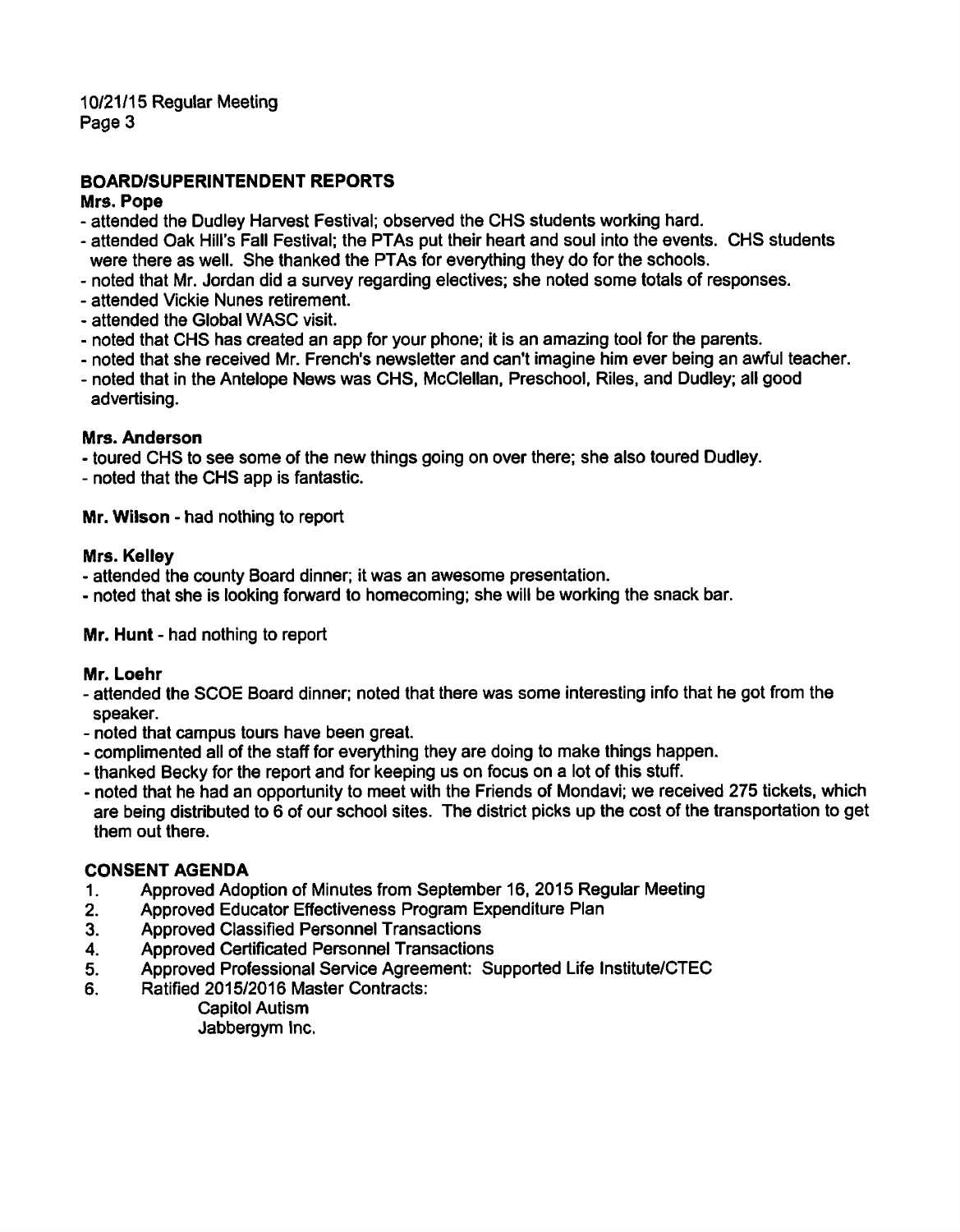## BOARD/SUPERINTENDENT REPORTS

**Mrs. Pope**

- attended the Dudley Harvest Festival; observed the CHS students working hard.
- attended Oak Hill's Fall Festival; the PTAs put their heart and soul into the events. CHS students were there as well. She thanked the PTAs for everything they do for the schools.
- noted that Mr. Jordan did a survey regarding electives; she noted some totals of responses.
- attended Vickie Nunes retirement.
- attended the Global WASC visit.
- noted that CHS has created an app for your phone; it is an amazing tool for the parents.
- noted that she received Mr. French's newsletter and can't imagine him ever being an awful teacher.
- noted that in the Antelope News was CHS, McClellan, Preschool, Riles, and Dudley; all good advertising.

**Mrs. Anderson**

- toured CHS to see some of the new things going on over there; she also toured Dudley.
- noted that the CHS app is fantastic.

**Mr. Wilson** - had nothing to report

**Mrs. Kelley**

- attended the county Board dinner; it was an awesome presentation.
- noted that she is looking forward to homecoming; she will be working the snack bar.

**Mr. Hunt** - had nothing to report

**Mr. Loehr**

- attended the SCOE Board dinner; noted that there was some interesting info that he got from the speaker.
- noted that campus tours have been great.
- complimented all of the staff for everything they are doing to make things happen.
- thanked Becky for the report and for keeping us on focus on a lot of this stuff.
- noted that he had an opportunity to meet with the Friends of Mondavi; we received 275 tickets, which are being distributed to 6 of our school sites. The district picks up the cost of the transportation to get them out there.

## CONSENT AGENDA

1. Approved Adoption of Minutes from September 16, 2015 Regular Meeting
2. Approved Educator Effectiveness Program Expenditure Plan
3. Approved Classified Personnel Transactions
4. Approved Certificated Personnel Transactions
5. Approved Professional Service Agreement: Supported Life Institute/CTEC
6. Ratified 2015/2016 Master Contracts:
   - Capitol Autism
   - Jabbergym Inc.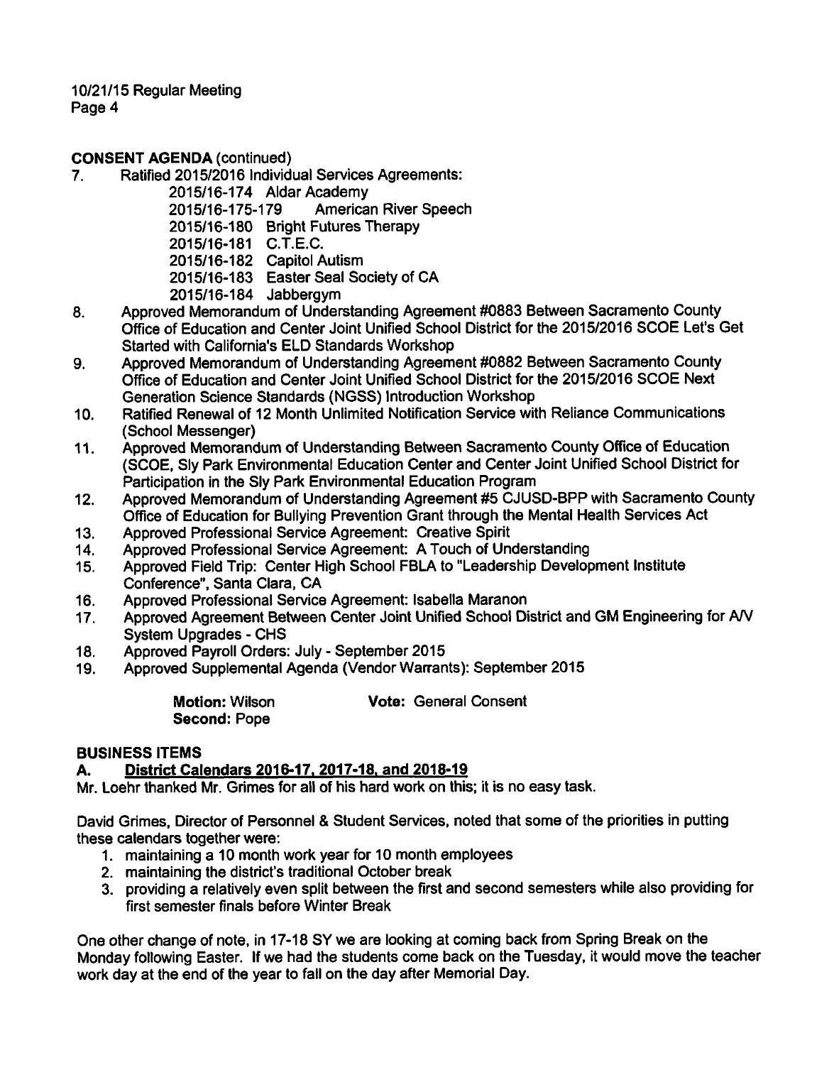**CONSENT AGENDA** (continued)

7. Ratified 2015/2016 Individual Services Agreements:
   - 2015/16-174 Aldar Academy
   - 2015/16-175-179 American River Speech
   - 2015/16-180 Bright Futures Therapy
   - 2015/16-181 C.T.E.C.
   - 2015/16-182 Capitol Autism
   - 2015/16-183 Easter Seal Society of CA
   - 2015/16-184 Jabbergym
8. Approved Memorandum of Understanding Agreement #0883 Between Sacramento County Office of Education and Center Joint Unified School District for the 2015/2016 SCOE Let's Get Started with California's ELD Standards Workshop
9. Approved Memorandum of Understanding Agreement #0882 Between Sacramento County Office of Education and Center Joint Unified School District for the 2015/2016 SCOE Next Generation Science Standards (NGSS) Introduction Workshop
10. Ratified Renewal of 12 Month Unlimited Notification Service with Reliance Communications (School Messenger)
11. Approved Memorandum of Understanding Between Sacramento County Office of Education (SCOE, Sly Park Environmental Education Center and Center Joint Unified School District for Participation in the Sly Park Environmental Education Program
12. Approved Memorandum of Understanding Agreement #5 CJUSD-BPP with Sacramento County Office of Education for Bullying Prevention Grant through the Mental Health Services Act
13. Approved Professional Service Agreement: Creative Spirit
14. Approved Professional Service Agreement: A Touch of Understanding
15. Approved Field Trip: Center High School FBLA to "Leadership Development Institute Conference", Santa Clara, CA
16. Approved Professional Service Agreement: Isabella Maranon
17. Approved Agreement Between Center Joint Unified School District and GM Engineering for A/V System Upgrades - CHS
18. Approved Payroll Orders: July - September 2015
19. Approved Supplemental Agenda (Vendor Warrants): September 2015

**Motion:** Wilson **Vote:** General Consent
**Second:** Pope

**BUSINESS ITEMS**

**A. District Calendars 2016-17, 2017-18, and 2018-19**

Mr. Loehr thanked Mr. Grimes for all of his hard work on this; it is no easy task.

David Grimes, Director of Personnel & Student Services, noted that some of the priorities in putting these calendars together were:

1. maintaining a 10 month work year for 10 month employees
2. maintaining the district's traditional October break
3. providing a relatively even split between the first and second semesters while also providing for first semester finals before Winter Break

One other change of note, in 17-18 SY we are looking at coming back from Spring Break on the Monday following Easter. If we had the students come back on the Tuesday, it would move the teacher work day at the end of the year to fall on the day after Memorial Day.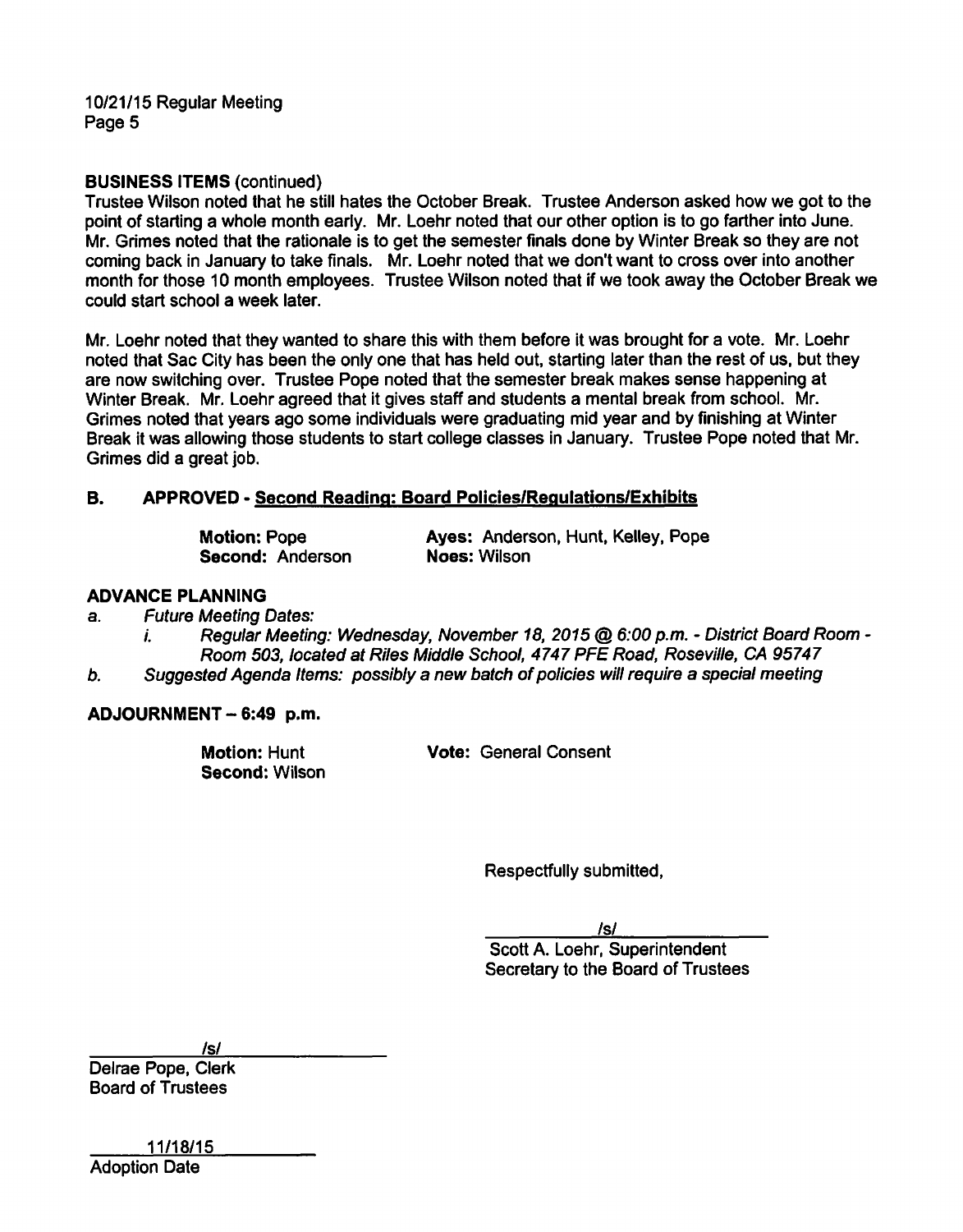10/21/15 Regular Meeting
Page 5

**BUSINESS ITEMS** (continued)

Trustee Wilson noted that he still hates the October Break. Trustee Anderson asked how we got to the point of starting a whole month early. Mr. Loehr noted that our other option is to go farther into June. Mr. Grimes noted that the rationale is to get the semester finals done by Winter Break so they are not coming back in January to take finals. Mr. Loehr noted that we don't want to cross over into another month for those 10 month employees. Trustee Wilson noted that if we took away the October Break we could start school a week later.

Mr. Loehr noted that they wanted to share this with them before it was brought for a vote. Mr. Loehr noted that Sac City has been the only one that has held out, starting later than the rest of us, but they are now switching over. Trustee Pope noted that the semester break makes sense happening at Winter Break. Mr. Loehr agreed that it gives staff and students a mental break from school. Mr. Grimes noted that years ago some individuals were graduating mid year and by finishing at Winter Break it was allowing those students to start college classes in January. Trustee Pope noted that Mr. Grimes did a great job.

**B. APPROVED - <u>Second Reading: Board Policies/Regulations/Exhibits</u>**

**Motion:** Pope  
**Second:** Anderson

**Ayes:** Anderson, Hunt, Kelley, Pope  
**Noes:** Wilson

**ADVANCE PLANNING**

a. *Future Meeting Dates:*
   i. *Regular Meeting: Wednesday, November 18, 2015 @ 6:00 p.m. - District Board Room - Room 503, located at Riles Middle School, 4747 PFE Road, Roseville, CA 95747*

b. *Suggested Agenda Items: possibly a new batch of policies will require a special meeting*

**ADJOURNMENT – 6:49 p.m.**

**Motion:** Hunt  
**Second:** Wilson

**Vote:** General Consent

Respectfully submitted,

/s/  
Scott A. Loehr, Superintendent  
Secretary to the Board of Trustees

/s/  
Delrae Pope, Clerk  
Board of Trustees

11/18/15  
Adoption Date